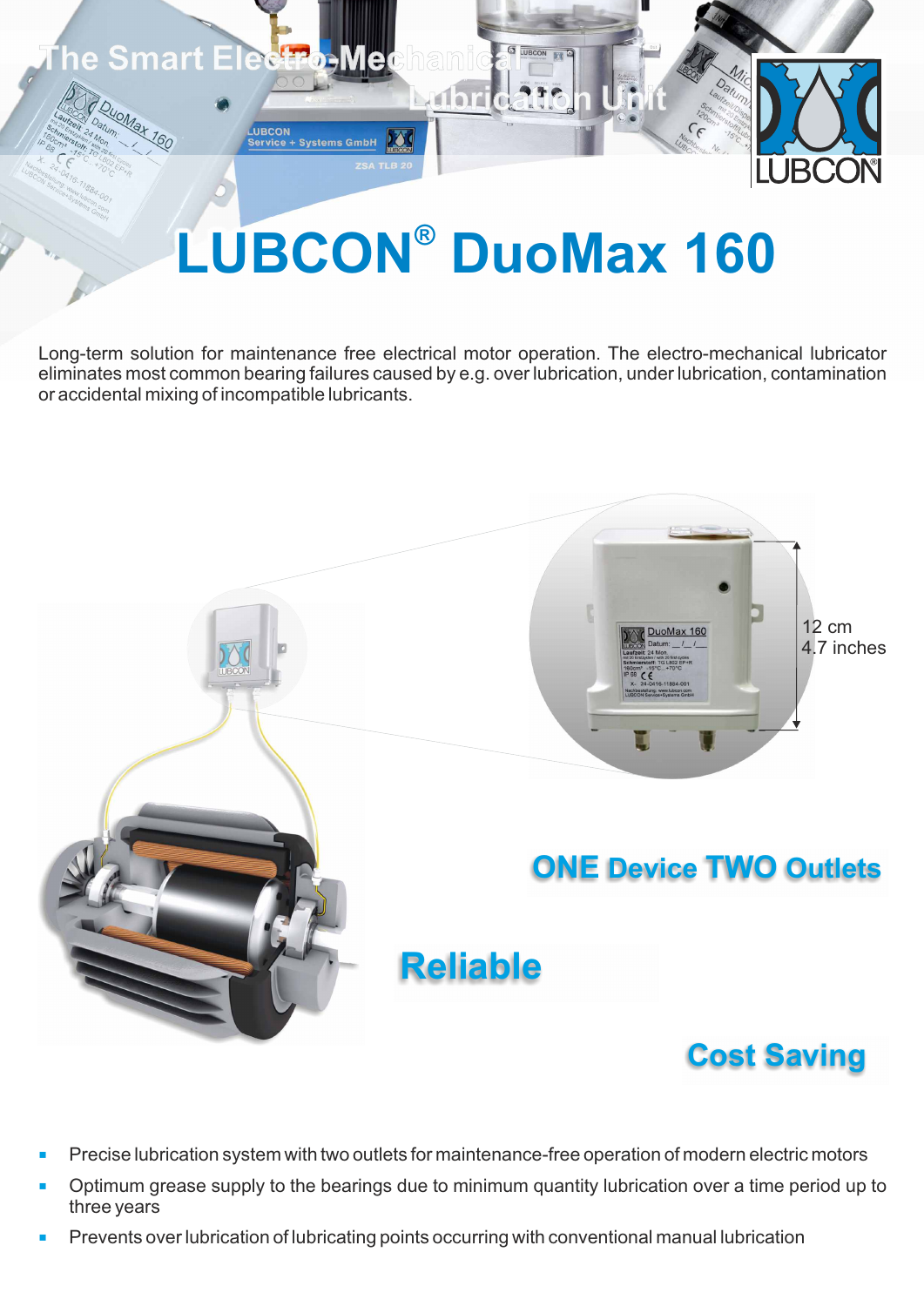The Smart Electro-Mechanical Lubrication Unit

# LUBCON® DuoMax 160

Long-term solution for maintenance free electrical motor operation. The electro-mechanical lubricator eliminates most common bearing failures caused by e.g. over lubrication, under lubrication, contamination or accidental mixing of incompatible lubricants.

12 cm
4.7 inches

## ONE Device TWO Outlets

## Reliable

## Cost Saving

- Precise lubrication system with two outlets for maintenance-free operation of modern electric motors
- Optimum grease supply to the bearings due to minimum quantity lubrication over a time period up to three years
- Prevents over lubrication of lubricating points occurring with conventional manual lubrication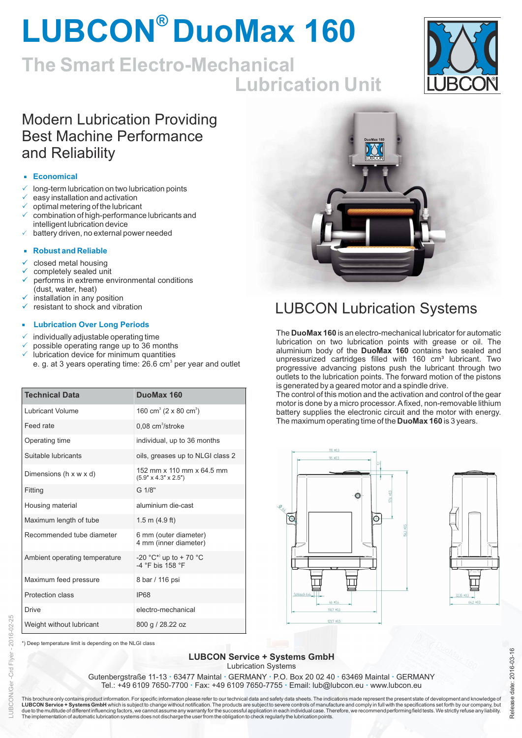# LUBCON® DuoMax 160

## The Smart Electro-Mechanical Lubrication Unit

## Modern Lubrication Providing Best Machine Performance and Reliability

- **Economical**
  - ✓ long-term lubrication on two lubrication points
  - ✓ easy installation and activation
  - ✓ optimal metering of the lubricant
  - ✓ combination of high-performance lubricants and intelligent lubrication device
  - ✓ battery driven, no external power needed

- **Robust and Reliable**
  - ✓ closed metal housing
  - ✓ completely sealed unit
  - ✓ performs in extreme environmental conditions (dust, water, heat)
  - ✓ installation in any position
  - ✓ resistant to shock and vibration

- **Lubrication Over Long Periods**
  - ✓ individually adjustable operating time
  - ✓ possible operating range up to 36 months
  - ✓ lubrication device for minimum quantities e. g. at 3 years operating time: 26.6 $cm^3$ per year and outlet

| Technical Data | DuoMax 160 |
|---|---|
| Lubricant Volume | 160 $cm^3$ (2 x 80 $cm^3$) |
| Feed rate | 0,08 $cm^3$/stroke |
| Operating time | individual, up to 36 months |
| Suitable lubricants | oils, greases up to NLGI class 2 |
| Dimensions (h x w x d) | 152 mm x 110 mm x 64.5 mm (5.9" x 4.3" x 2.5") |
| Fitting | G 1/8" |
| Housing material | aluminium die-cast |
| Maximum length of tube | 1.5 m (4.9 ft) |
| Recommended tube diameter | 6 mm (outer diameter) 4 mm (inner diameter) |
| Ambient operating temperature | -20 °C*) up to + 70 °C -4 °F bis 158 °F |
| Maximum feed pressure | 8 bar / 116 psi |
| Protection class | IP68 |
| Drive | electro-mechanical |
| Weight without lubricant | 800 g / 28.22 oz |

*) Deep temperature limit is depending on the NLGI class

## LUBCON Lubrication Systems

The **DuoMax 160** is an electro-mechanical lubricator for automatic lubrication on two lubrication points with grease or oil. The aluminium body of the **DuoMax 160** contains two sealed and unpressurized cartridges filled with 160 cm³ lubricant. Two progressive advancing pistons push the lubricant through two outlets to the lubrication points. The forward motion of the pistons is generated by a geared motor and a spindle drive.
The control of this motion and the activation and control of the gear motor is done by a micro processor. A fixed, non-removable lithium battery supplies the electronic circuit and the motor with energy. The maximum operating time of the **DuoMax 160** is 3 years.

**LUBCON Service + Systems GmbH**
Lubrication Systems

Gutenbergstraße 11-13 · 63477 Maintal · GERMANY · P.O. Box 20 02 40 · 63469 Maintal · GERMANY
Tel.: +49 6109 7650-7700 · Fax: +49 6109 7650-7755 · Email: lub@lubcon.eu · www.lubcon.eu

This brochure only contains product information. For specific information please refer to our technical data and safety data sheets. The indications made represent the present state of development and knowledge of **LUBCON Service + Systems GmbH** which is subject to change without notification. The products are subject to severe controls of manufacture and comply in full with the specifications set forth by our company, but due to the multitude of different influencing factors, we cannot assume any warranty for the successful application in each individual case. Therefore, we recommend performing field tests. We strictly refuse any liability. The implementation of automatic lubrication systems does not discharge the user from the obligation to check regularly the lubrication points.

LUBCON/Ger -Crd Flyer - 2016-02-25

Release date: 2016-03-16